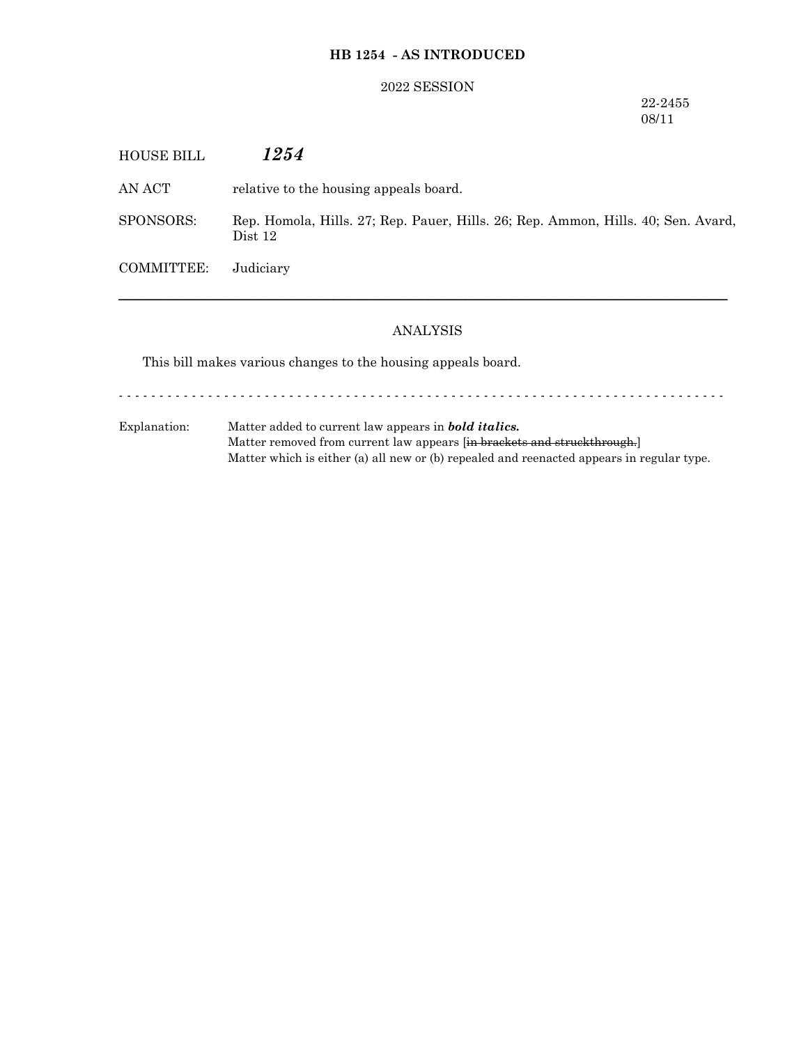**HB 1254 - AS INTRODUCED**

2022 SESSION

22-2455
08/11

HOUSE BILL ***1254***

AN ACT relative to the housing appeals board.

SPONSORS: Rep. Homola, Hills. 27; Rep. Pauer, Hills. 26; Rep. Ammon, Hills. 40; Sen. Avard, Dist 12

COMMITTEE: Judiciary

---

ANALYSIS

This bill makes various changes to the housing appeals board.

- - - - - - - - - - - - - - - - - - - - - - - - - - - - - - - - - - - - - - - - - - - - - - - - - - - - - - - - - - -

Explanation: Matter added to current law appears in ***bold italics.***
Matter removed from current law appears [~~in brackets and struckthrough.~~]
Matter which is either (a) all new or (b) repealed and reenacted appears in regular type.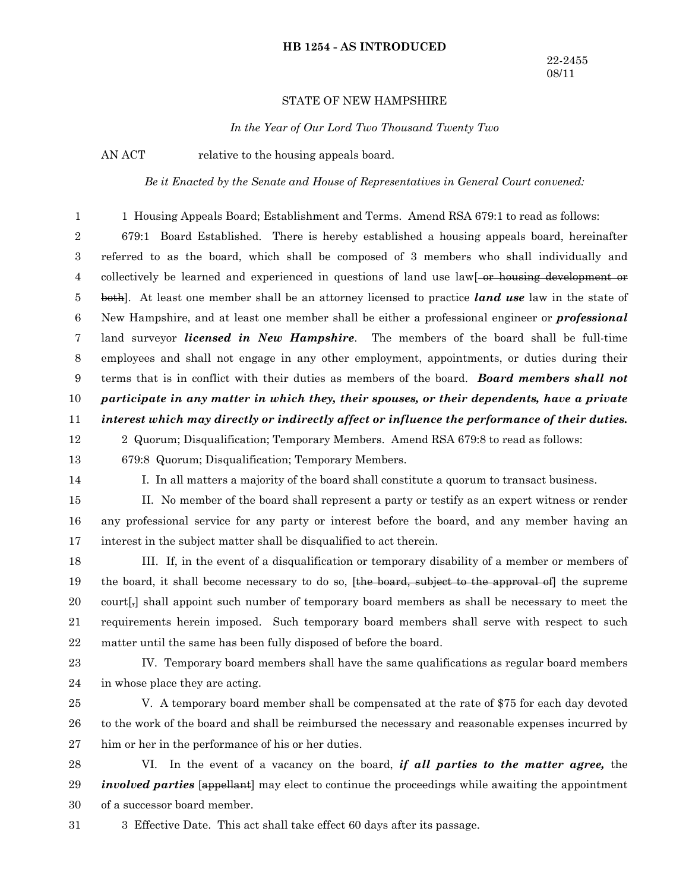**HB 1254 - AS INTRODUCED**

22-2455
08/11

STATE OF NEW HAMPSHIRE

*In the Year of Our Lord Two Thousand Twenty Two*

AN ACT relative to the housing appeals board.

*Be it Enacted by the Senate and House of Representatives in General Court convened:*

1 Housing Appeals Board; Establishment and Terms. Amend RSA 679:1 to read as follows:

679:1 Board Established. There is hereby established a housing appeals board, hereinafter referred to as the board, which shall be composed of 3 members who shall individually and collectively be learned and experienced in questions of land use law[~~ or housing development or both~~]. At least one member shall be an attorney licensed to practice ***land use*** law in the state of New Hampshire, and at least one member shall be either a professional engineer or ***professional*** land surveyor ***licensed in New Hampshire***. The members of the board shall be full-time employees and shall not engage in any other employment, appointments, or duties during their terms that is in conflict with their duties as members of the board. ***Board members shall not participate in any matter in which they, their spouses, or their dependents, have a private interest which may directly or indirectly affect or influence the performance of their duties.***

2 Quorum; Disqualification; Temporary Members. Amend RSA 679:8 to read as follows:

679:8 Quorum; Disqualification; Temporary Members.

I. In all matters a majority of the board shall constitute a quorum to transact business.

II. No member of the board shall represent a party or testify as an expert witness or render any professional service for any party or interest before the board, and any member having an interest in the subject matter shall be disqualified to act therein.

III. If, in the event of a disqualification or temporary disability of a member or members of the board, it shall become necessary to do so, [~~the board, subject to the approval of~~] the supreme court[~~,~~] shall appoint such number of temporary board members as shall be necessary to meet the requirements herein imposed. Such temporary board members shall serve with respect to such matter until the same has been fully disposed of before the board.

IV. Temporary board members shall have the same qualifications as regular board members in whose place they are acting.

V. A temporary board member shall be compensated at the rate of $75 for each day devoted to the work of the board and shall be reimbursed the necessary and reasonable expenses incurred by him or her in the performance of his or her duties.

VI. In the event of a vacancy on the board, ***if all parties to the matter agree,*** the ***involved parties*** [~~appellant~~] may elect to continue the proceedings while awaiting the appointment of a successor board member.

3 Effective Date. This act shall take effect 60 days after its passage.